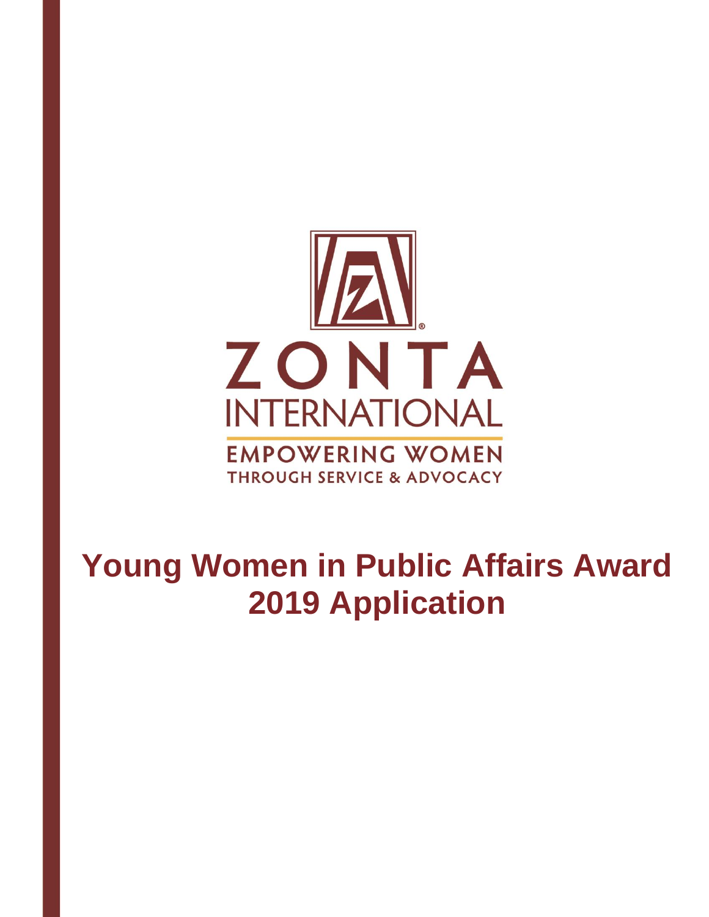ZONTA INTERNATIONAL

EMPOWERING WOMEN THROUGH SERVICE & ADVOCACY

# Young Women in Public Affairs Award 2019 Application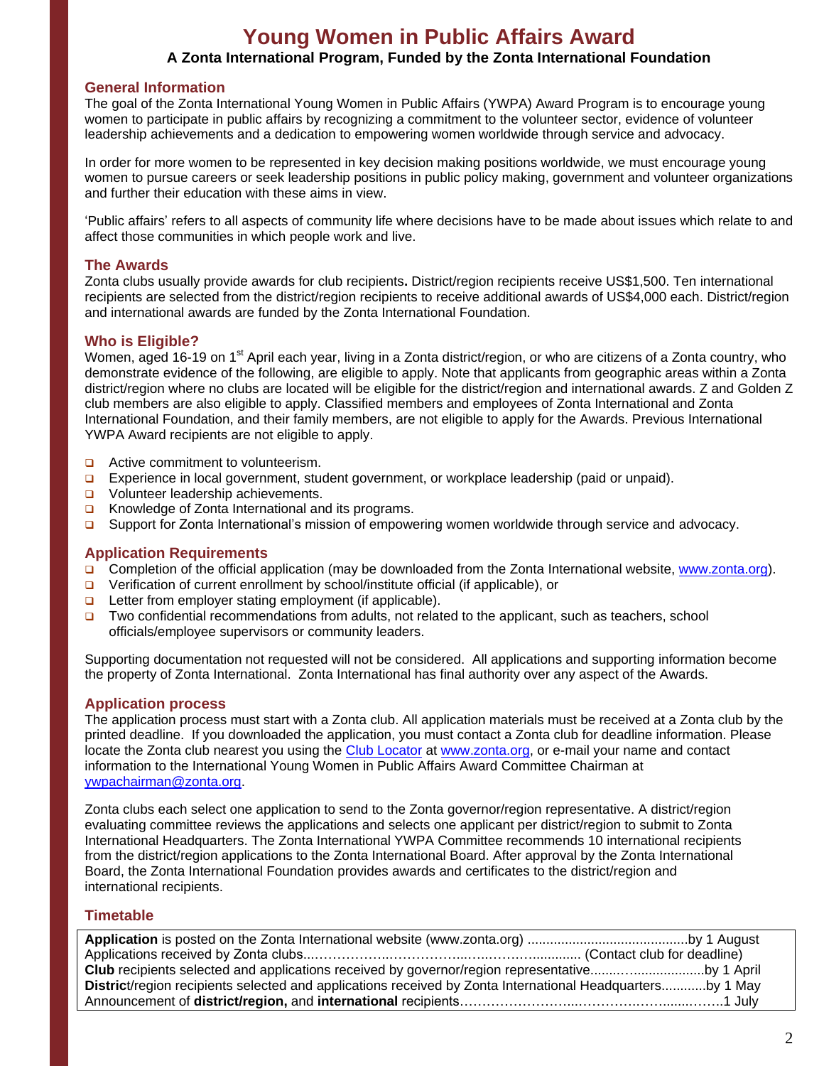# Young Women in Public Affairs Award

**A Zonta International Program, Funded by the Zonta International Foundation**

## General Information

The goal of the Zonta International Young Women in Public Affairs (YWPA) Award Program is to encourage young women to participate in public affairs by recognizing a commitment to the volunteer sector, evidence of volunteer leadership achievements and a dedication to empowering women worldwide through service and advocacy.

In order for more women to be represented in key decision making positions worldwide, we must encourage young women to pursue careers or seek leadership positions in public policy making, government and volunteer organizations and further their education with these aims in view.

'Public affairs' refers to all aspects of community life where decisions have to be made about issues which relate to and affect those communities in which people work and live.

## The Awards

Zonta clubs usually provide awards for club recipients**.** District/region recipients receive US$1,500. Ten international recipients are selected from the district/region recipients to receive additional awards of US$4,000 each. District/region and international awards are funded by the Zonta International Foundation.

## Who is Eligible?

Women, aged 16-19 on 1st April each year, living in a Zonta district/region, or who are citizens of a Zonta country, who demonstrate evidence of the following, are eligible to apply. Note that applicants from geographic areas within a Zonta district/region where no clubs are located will be eligible for the district/region and international awards. Z and Golden Z club members are also eligible to apply. Classified members and employees of Zonta International and Zonta International Foundation, and their family members, are not eligible to apply for the Awards. Previous International YWPA Award recipients are not eligible to apply.

- Active commitment to volunteerism.
- Experience in local government, student government, or workplace leadership (paid or unpaid).
- Volunteer leadership achievements.
- Knowledge of Zonta International and its programs.
- Support for Zonta International's mission of empowering women worldwide through service and advocacy.

## Application Requirements

- Completion of the official application (may be downloaded from the Zonta International website, www.zonta.org).
- Verification of current enrollment by school/institute official (if applicable), or
- Letter from employer stating employment (if applicable).
- Two confidential recommendations from adults, not related to the applicant, such as teachers, school officials/employee supervisors or community leaders.

Supporting documentation not requested will not be considered. All applications and supporting information become the property of Zonta International. Zonta International has final authority over any aspect of the Awards.

## Application process

The application process must start with a Zonta club. All application materials must be received at a Zonta club by the printed deadline. If you downloaded the application, you must contact a Zonta club for deadline information. Please locate the Zonta club nearest you using the Club Locator at www.zonta.org, or e-mail your name and contact information to the International Young Women in Public Affairs Award Committee Chairman at ywpachairman@zonta.org.

Zonta clubs each select one application to send to the Zonta governor/region representative. A district/region evaluating committee reviews the applications and selects one applicant per district/region to submit to Zonta International Headquarters. The Zonta International YWPA Committee recommends 10 international recipients from the district/region applications to the Zonta International Board. After approval by the Zonta International Board, the Zonta International Foundation provides awards and certificates to the district/region and international recipients.

## Timetable

| | |
|---|---|
| **Application** is posted on the Zonta International website (www.zonta.org) | by 1 August |
| Applications received by Zonta clubs | (Contact club for deadline) |
| **Club** recipients selected and applications received by governor/region representative | by 1 April |
| **Distric**t/region recipients selected and applications received by Zonta International Headquarters | by 1 May |
| Announcement of **district/region,** and **international** recipients | 1 July |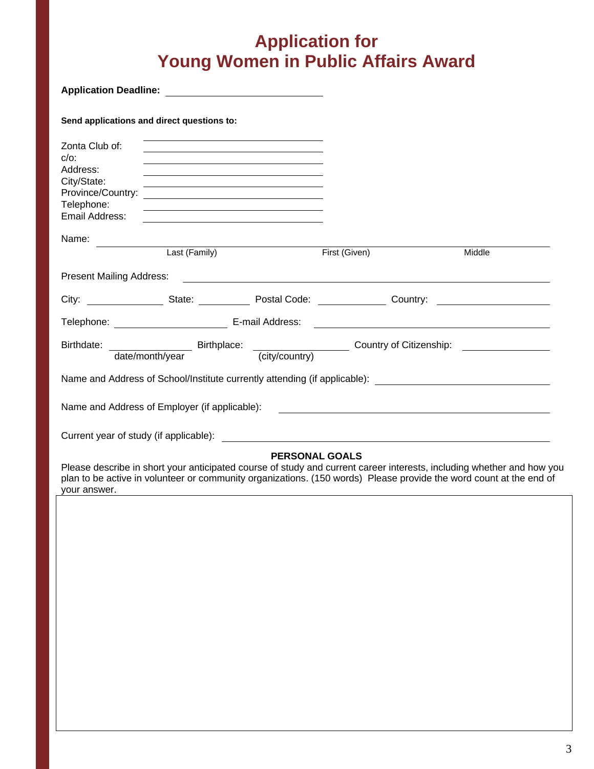# Application for Young Women in Public Affairs Award

**Application Deadline:** ______________________________

**Send applications and direct questions to:**

Zonta Club of: ______________________________
c/o: ______________________________
Address: ______________________________
City/State: ______________________________
Province/Country: ______________________________
Telephone: ______________________________
Email Address: ______________________________

Name: ______________________________________________________________
Last (Family) First (Given) Middle

Present Mailing Address: ______________________________________________

City: ______________ State: __________ Postal Code: ____________ Country: ________________

Telephone: ____________________ E-mail Address: ______________________________

Birthdate: ______________ Birthplace: ________________ Country of Citizenship: ______________
date/month/year (city/country)

Name and Address of School/Institute currently attending (if applicable): ______________________

Name and Address of Employer (if applicable): ______________________________

Current year of study (if applicable): ______________________________

**PERSONAL GOALS**

Please describe in short your anticipated course of study and current career interests, including whether and how you plan to be active in volunteer or community organizations. (150 words) Please provide the word count at the end of your answer.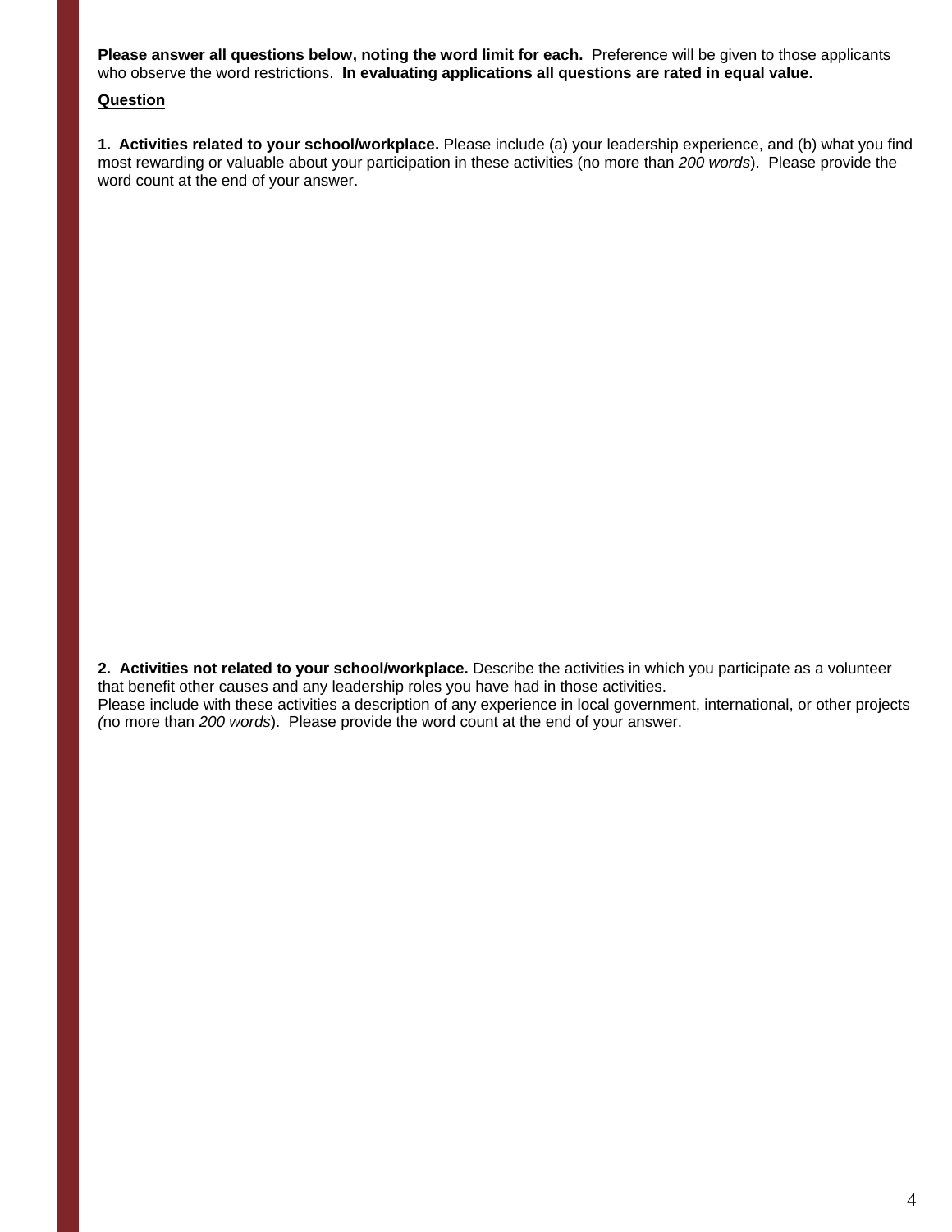**Please answer all questions below, noting the word limit for each.** Preference will be given to those applicants who observe the word restrictions. **In evaluating applications all questions are rated in equal value.**

**Question**

**1. Activities related to your school/workplace.** Please include (a) your leadership experience, and (b) what you find most rewarding or valuable about your participation in these activities (no more than *200 words*). Please provide the word count at the end of your answer.

**2. Activities not related to your school/workplace.** Describe the activities in which you participate as a volunteer that benefit other causes and any leadership roles you have had in those activities.
Please include with these activities a description of any experience in local government, international, or other projects (no more than *200 words*). Please provide the word count at the end of your answer.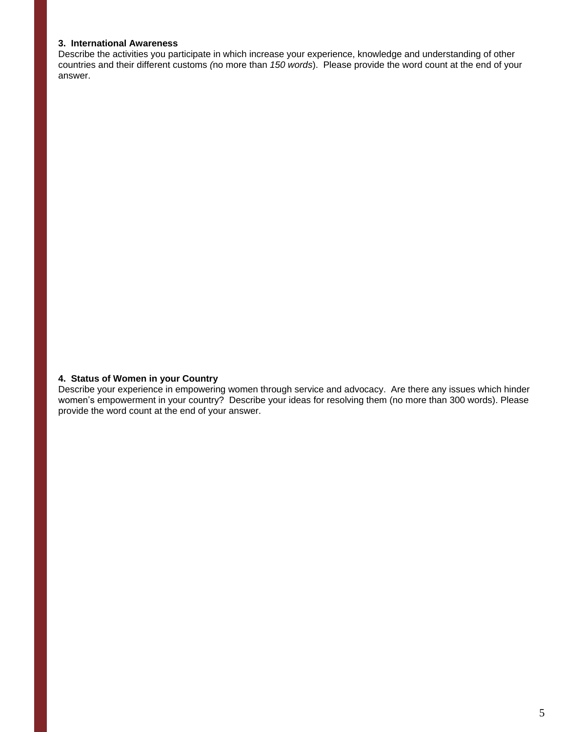**3. International Awareness**

Describe the activities you participate in which increase your experience, knowledge and understanding of other countries and their different customs *(*no more than *150 words*). Please provide the word count at the end of your answer.

**4. Status of Women in your Country**

Describe your experience in empowering women through service and advocacy. Are there any issues which hinder women's empowerment in your country? Describe your ideas for resolving them (no more than 300 words). Please provide the word count at the end of your answer.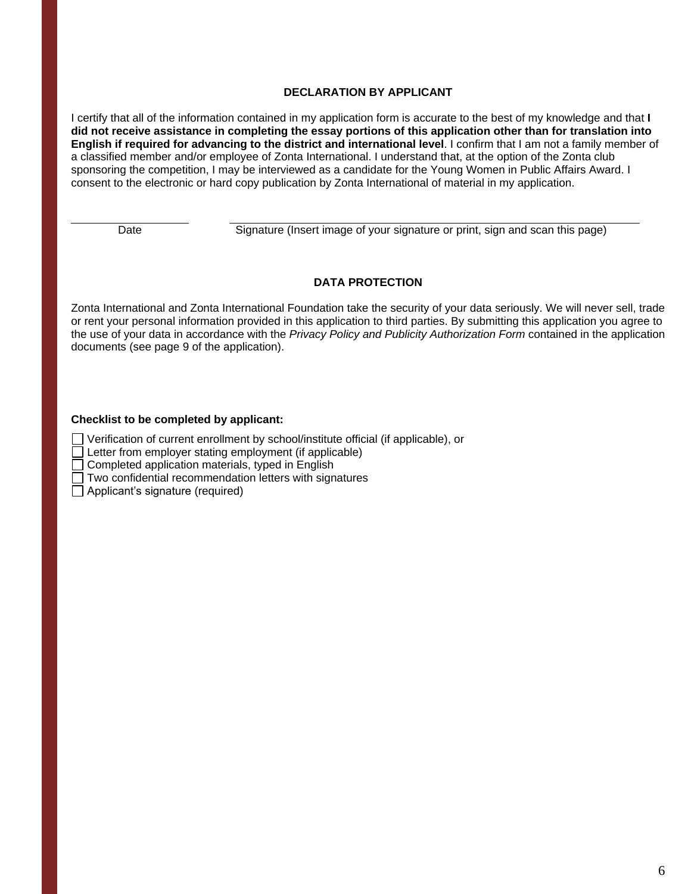## DECLARATION BY APPLICANT

I certify that all of the information contained in my application form is accurate to the best of my knowledge and that **I did not receive assistance in completing the essay portions of this application other than for translation into English if required for advancing to the district and international level**. I confirm that I am not a family member of a classified member and/or employee of Zonta International. I understand that, at the option of the Zonta club sponsoring the competition, I may be interviewed as a candidate for the Young Women in Public Affairs Award. I consent to the electronic or hard copy publication by Zonta International of material in my application.

\_\_\_\_\_\_\_\_\_\_\_\_\_\_\_\_\_\_\_\_ Date

\_\_\_\_\_\_\_\_\_\_\_\_\_\_\_\_\_\_\_\_\_\_\_\_\_\_\_\_\_\_\_\_\_\_\_\_\_\_\_\_\_\_\_\_\_\_\_\_ Signature (Insert image of your signature or print, sign and scan this page)

## DATA PROTECTION

Zonta International and Zonta International Foundation take the security of your data seriously. We will never sell, trade or rent your personal information provided in this application to third parties. By submitting this application you agree to the use of your data in accordance with the *Privacy Policy and Publicity Authorization Form* contained in the application documents (see page 9 of the application).

**Checklist to be completed by applicant:**

- ☐ Verification of current enrollment by school/institute official (if applicable), or
- ☐ Letter from employer stating employment (if applicable)
- ☐ Completed application materials, typed in English
- ☐ Two confidential recommendation letters with signatures
- ☐ Applicant's signature (required)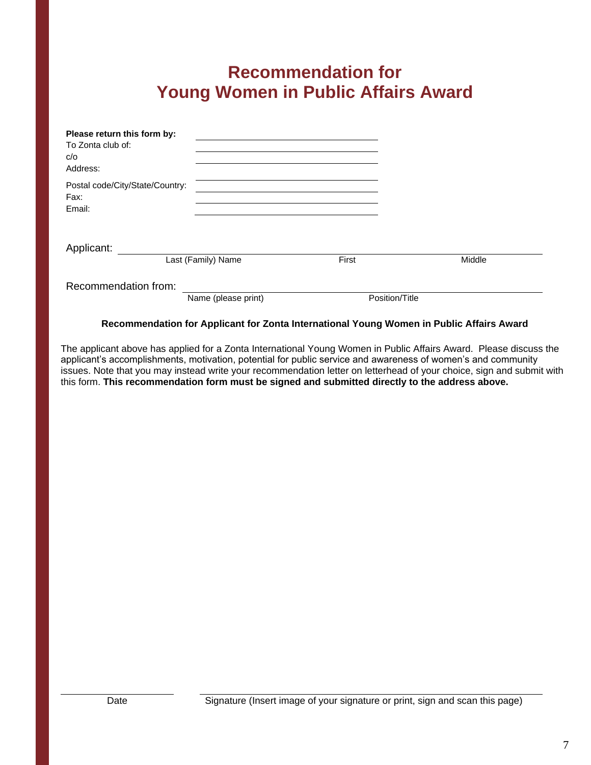# Recommendation for Young Women in Public Affairs Award

**Please return this form by:** \_\_\_\_\_\_\_\_\_\_\_\_\_\_\_\_\_\_\_\_

To Zonta club of: \_\_\_\_\_\_\_\_\_\_\_\_\_\_\_\_\_\_\_\_

c/o \_\_\_\_\_\_\_\_\_\_\_\_\_\_\_\_\_\_\_\_

Address: \_\_\_\_\_\_\_\_\_\_\_\_\_\_\_\_\_\_\_\_

Postal code/City/State/Country: \_\_\_\_\_\_\_\_\_\_\_\_\_\_\_\_\_\_\_\_

Fax: \_\_\_\_\_\_\_\_\_\_\_\_\_\_\_\_\_\_\_\_

Email: \_\_\_\_\_\_\_\_\_\_\_\_\_\_\_\_\_\_\_\_

Applicant: \_\_\_\_\_\_\_\_\_\_\_\_\_\_\_\_\_\_\_\_\_\_\_\_\_\_\_\_\_\_\_\_\_\_\_\_\_\_\_\_

Last (Family) Name First Middle

Recommendation from: \_\_\_\_\_\_\_\_\_\_\_\_\_\_\_\_\_\_\_\_\_\_\_\_\_\_\_\_\_\_\_\_\_\_\_\_\_\_\_\_

Name (please print) Position/Title

**Recommendation for Applicant for Zonta International Young Women in Public Affairs Award**

The applicant above has applied for a Zonta International Young Women in Public Affairs Award. Please discuss the applicant's accomplishments, motivation, potential for public service and awareness of women's and community issues. Note that you may instead write your recommendation letter on letterhead of your choice, sign and submit with this form. **This recommendation form must be signed and submitted directly to the address above.**

\_\_\_\_\_\_\_\_\_\_\_\_\_\_\_\_\_\_\_\_ \_\_\_\_\_\_\_\_\_\_\_\_\_\_\_\_\_\_\_\_\_\_\_\_\_\_\_\_\_\_\_\_\_\_\_\_\_\_\_\_

Date Signature (Insert image of your signature or print, sign and scan this page)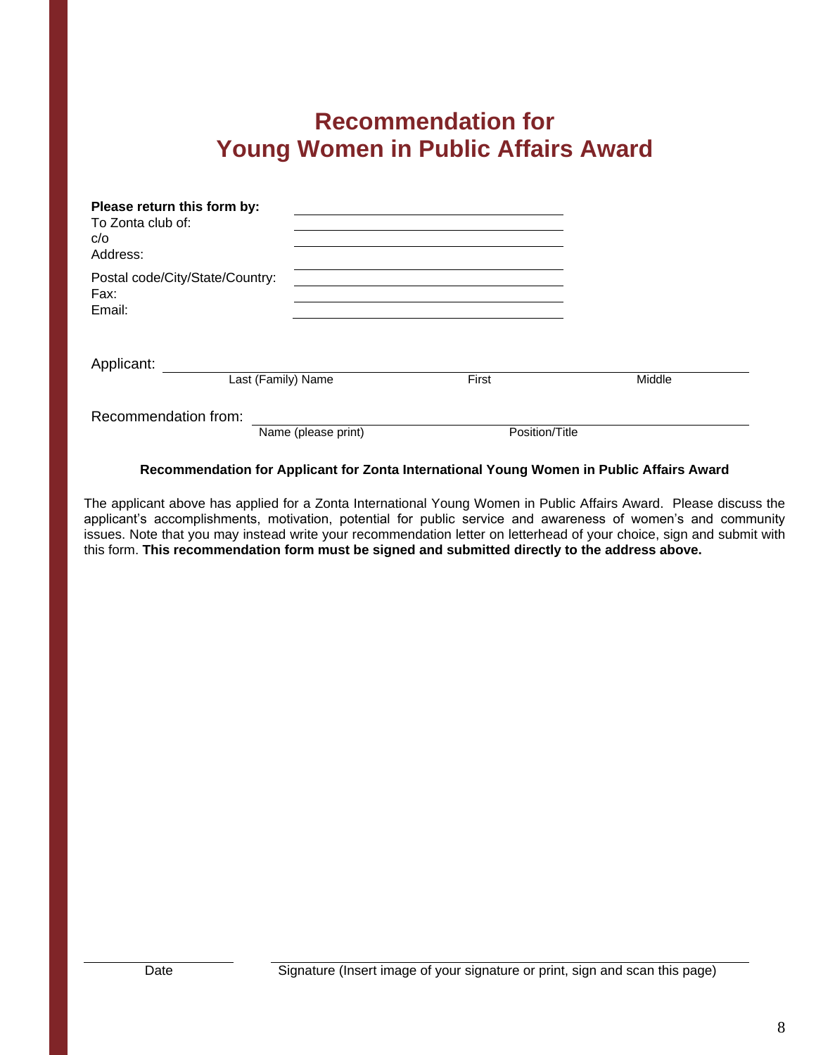# Recommendation for Young Women in Public Affairs Award

**Please return this form by:** \_\_\_\_\_\_\_\_\_\_\_\_\_\_\_\_\_\_\_\_

To Zonta club of: \_\_\_\_\_\_\_\_\_\_\_\_\_\_\_\_\_\_\_\_

c/o \_\_\_\_\_\_\_\_\_\_\_\_\_\_\_\_\_\_\_\_

Address: \_\_\_\_\_\_\_\_\_\_\_\_\_\_\_\_\_\_\_\_

Postal code/City/State/Country: \_\_\_\_\_\_\_\_\_\_\_\_\_\_\_\_\_\_\_\_

Fax: \_\_\_\_\_\_\_\_\_\_\_\_\_\_\_\_\_\_\_\_

Email: \_\_\_\_\_\_\_\_\_\_\_\_\_\_\_\_\_\_\_\_

Applicant: \_\_\_\_\_\_\_\_\_\_\_\_\_\_\_\_\_\_\_\_\_\_\_\_\_\_\_\_\_\_\_\_\_\_\_\_\_\_\_\_
Last (Family) Name First Middle

Recommendation from: \_\_\_\_\_\_\_\_\_\_\_\_\_\_\_\_\_\_\_\_\_\_\_\_\_\_\_\_\_\_\_\_\_\_\_\_\_\_\_\_
Name (please print) Position/Title

**Recommendation for Applicant for Zonta International Young Women in Public Affairs Award**

The applicant above has applied for a Zonta International Young Women in Public Affairs Award. Please discuss the applicant's accomplishments, motivation, potential for public service and awareness of women's and community issues. Note that you may instead write your recommendation letter on letterhead of your choice, sign and submit with this form. **This recommendation form must be signed and submitted directly to the address above.**

\_\_\_\_\_\_\_\_\_\_\_\_\_\_\_\_\_\_\_\_ \_\_\_\_\_\_\_\_\_\_\_\_\_\_\_\_\_\_\_\_\_\_\_\_\_\_\_\_\_\_\_\_\_\_\_\_\_\_\_\_
Date Signature (Insert image of your signature or print, sign and scan this page)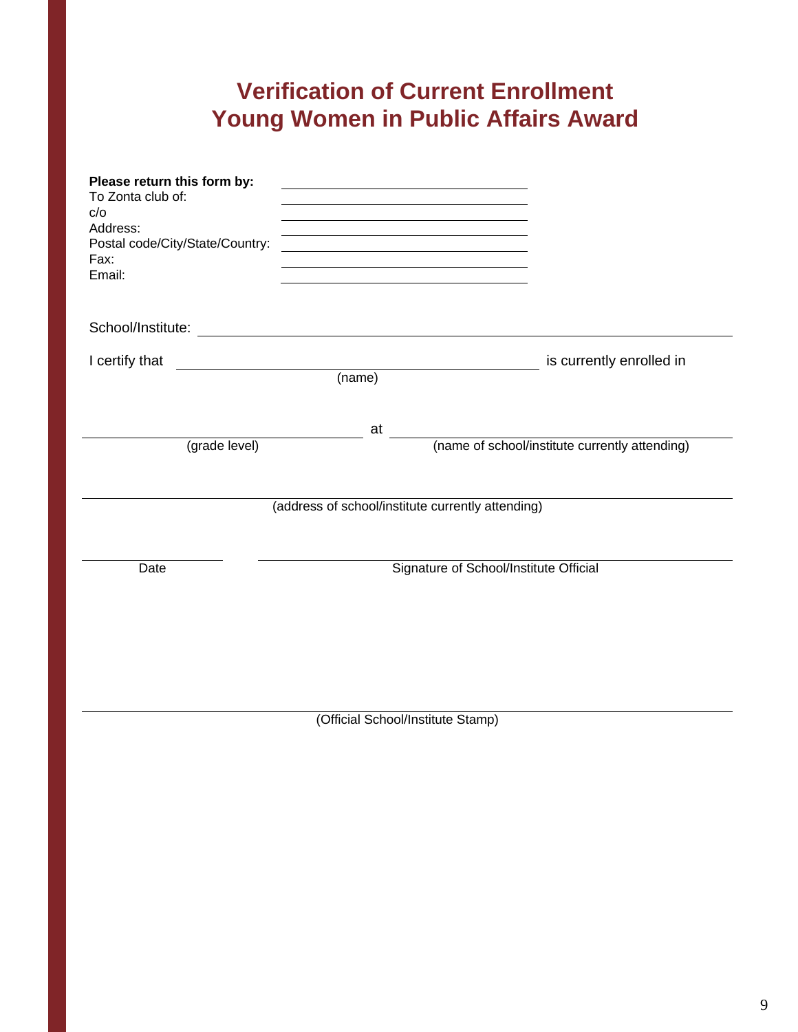# Verification of Current Enrollment
# Young Women in Public Affairs Award

**Please return this form by:** \_\_\_\_\_\_\_\_\_\_\_\_\_\_\_\_\_\_\_\_\_\_\_\_\_\_\_\_\_\_

To Zonta club of: \_\_\_\_\_\_\_\_\_\_\_\_\_\_\_\_\_\_\_\_\_\_\_\_\_\_\_\_\_\_

c/o \_\_\_\_\_\_\_\_\_\_\_\_\_\_\_\_\_\_\_\_\_\_\_\_\_\_\_\_\_\_

Address: \_\_\_\_\_\_\_\_\_\_\_\_\_\_\_\_\_\_\_\_\_\_\_\_\_\_\_\_\_\_

Postal code/City/State/Country: \_\_\_\_\_\_\_\_\_\_\_\_\_\_\_\_\_\_\_\_\_\_\_\_\_\_\_\_\_\_

Fax: \_\_\_\_\_\_\_\_\_\_\_\_\_\_\_\_\_\_\_\_\_\_\_\_\_\_\_\_\_\_

Email: \_\_\_\_\_\_\_\_\_\_\_\_\_\_\_\_\_\_\_\_\_\_\_\_\_\_\_\_\_\_

School/Institute: \_\_\_\_\_\_\_\_\_\_\_\_\_\_\_\_\_\_\_\_\_\_\_\_\_\_\_\_\_\_\_\_\_\_\_\_\_\_\_\_\_\_\_\_\_\_\_\_\_\_\_\_\_\_\_\_

I certify that \_\_\_\_\_\_\_\_\_\_\_\_\_\_\_\_\_\_\_\_\_\_\_\_\_\_\_\_\_\_\_\_\_\_\_\_\_\_\_\_ is currently enrolled in
(name)

\_\_\_\_\_\_\_\_\_\_\_\_\_\_\_\_\_\_\_\_\_\_\_\_\_\_\_\_\_\_ at \_\_\_\_\_\_\_\_\_\_\_\_\_\_\_\_\_\_\_\_\_\_\_\_\_\_\_\_\_\_\_\_\_\_\_\_\_\_
(grade level) (name of school/institute currently attending)

\_\_\_\_\_\_\_\_\_\_\_\_\_\_\_\_\_\_\_\_\_\_\_\_\_\_\_\_\_\_\_\_\_\_\_\_\_\_\_\_\_\_\_\_\_\_\_\_\_\_\_\_\_\_\_\_\_\_\_\_\_\_\_\_\_\_\_\_\_\_
(address of school/institute currently attending)

\_\_\_\_\_\_\_\_\_\_\_\_\_\_\_\_ \_\_\_\_\_\_\_\_\_\_\_\_\_\_\_\_\_\_\_\_\_\_\_\_\_\_\_\_\_\_\_\_\_\_\_\_\_\_\_\_\_\_\_\_\_\_\_\_\_
Date Signature of School/Institute Official

\_\_\_\_\_\_\_\_\_\_\_\_\_\_\_\_\_\_\_\_\_\_\_\_\_\_\_\_\_\_\_\_\_\_\_\_\_\_\_\_\_\_\_\_\_\_\_\_\_\_\_\_\_\_\_\_\_\_\_\_\_\_\_\_\_\_\_\_\_\_
(Official School/Institute Stamp)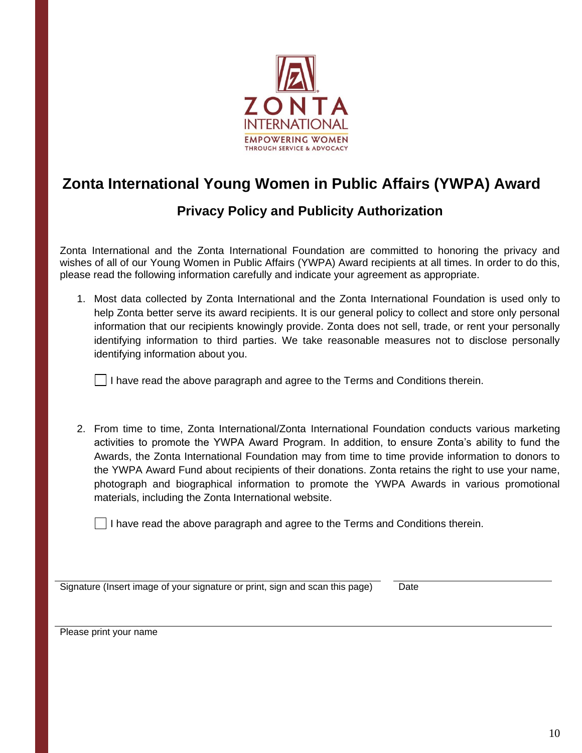ZONTA
INTERNATIONAL
EMPOWERING WOMEN
THROUGH SERVICE & ADVOCACY

# Zonta International Young Women in Public Affairs (YWPA) Award

## Privacy Policy and Publicity Authorization

Zonta International and the Zonta International Foundation are committed to honoring the privacy and wishes of all of our Young Women in Public Affairs (YWPA) Award recipients at all times. In order to do this, please read the following information carefully and indicate your agreement as appropriate.

1. Most data collected by Zonta International and the Zonta International Foundation is used only to help Zonta better serve its award recipients. It is our general policy to collect and store only personal information that our recipients knowingly provide. Zonta does not sell, trade, or rent your personally identifying information to third parties. We take reasonable measures not to disclose personally identifying information about you.

   ☐ I have read the above paragraph and agree to the Terms and Conditions therein.

2. From time to time, Zonta International/Zonta International Foundation conducts various marketing activities to promote the YWPA Award Program. In addition, to ensure Zonta's ability to fund the Awards, the Zonta International Foundation may from time to time provide information to donors to the YWPA Award Fund about recipients of their donations. Zonta retains the right to use your name, photograph and biographical information to promote the YWPA Awards in various promotional materials, including the Zonta International website.

   ☐ I have read the above paragraph and agree to the Terms and Conditions therein.

_______________________________________________ &nbsp;&nbsp; ____________________
Signature (Insert image of your signature or print, sign and scan this page) &nbsp;&nbsp; Date

_______________________________________________
Please print your name